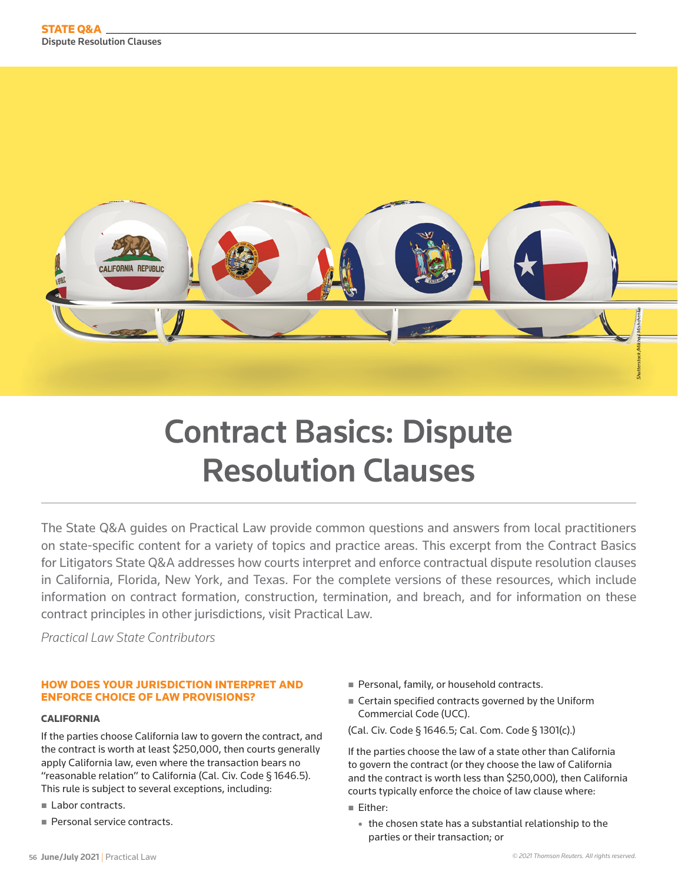# Contract Basics: Dispute Resolution Clauses

The State Q&A guides on Practical Law provide common questions and answers from local practitioners on state-specific content for a variety of topics and practice areas. This excerpt from the Contract Basics for Litigators State Q&A addresses how courts interpret and enforce contractual dispute resolution clauses in California, Florida, New York, and Texas. For the complete versions of these resources, which include information on contract formation, construction, termination, and breach, and for information on these contract principles in other jurisdictions, visit Practical Law.

*Practical Law State Contributors*

## HOW DOES YOUR JURISDICTION INTERPRET AND ENFORCE CHOICE OF LAW PROVISIONS?

### CALIFORNIA

If the parties choose California law to govern the contract, and the contract is worth at least $250,000, then courts generally apply California law, even where the transaction bears no "reasonable relation" to California (Cal. Civ. Code § 1646.5). This rule is subject to several exceptions, including:

- Labor contracts.
- Personal service contracts.
- Personal, family, or household contracts.
- Certain specified contracts governed by the Uniform Commercial Code (UCC).

(Cal. Civ. Code § 1646.5; Cal. Com. Code § 1301(c).)

If the parties choose the law of a state other than California to govern the contract (or they choose the law of California and the contract is worth less than $250,000), then California courts typically enforce the choice of law clause where:

- Either:
  - the chosen state has a substantial relationship to the parties or their transaction; or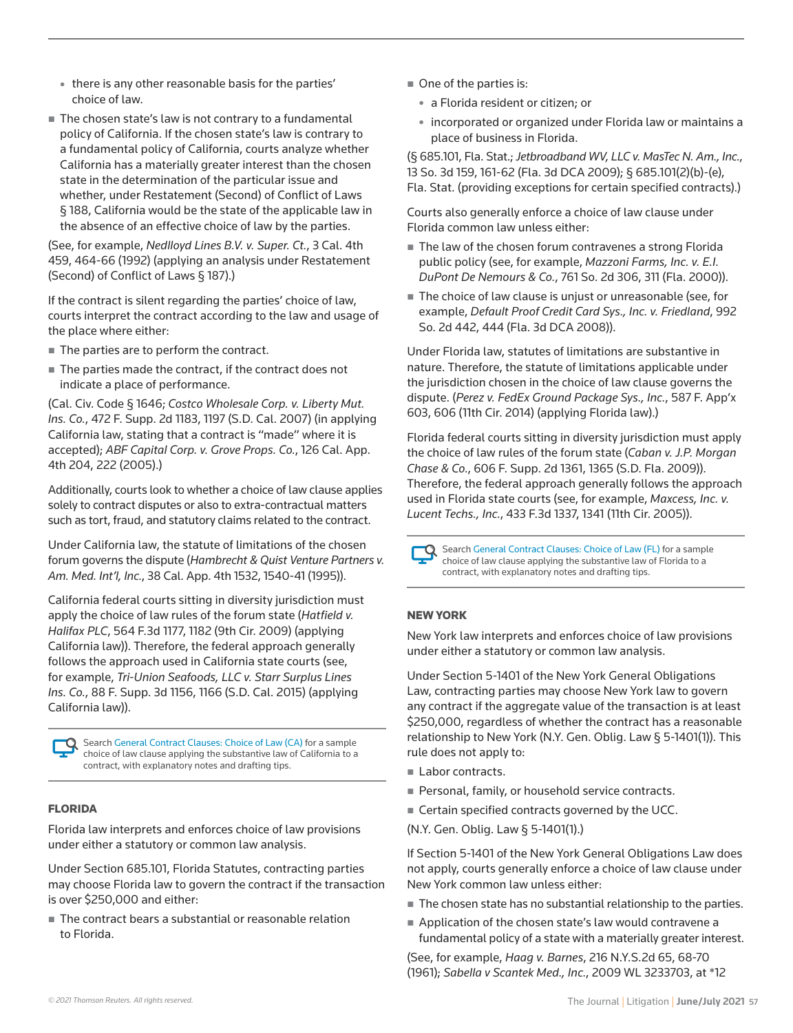- there is any other reasonable basis for the parties' choice of law.

- The chosen state's law is not contrary to a fundamental policy of California. If the chosen state's law is contrary to a fundamental policy of California, courts analyze whether California has a materially greater interest than the chosen state in the determination of the particular issue and whether, under Restatement (Second) of Conflict of Laws § 188, California would be the state of the applicable law in the absence of an effective choice of law by the parties.

(See, for example, *Nedlloyd Lines B.V. v. Super. Ct.*, 3 Cal. 4th 459, 464-66 (1992) (applying an analysis under Restatement (Second) of Conflict of Laws § 187).)

If the contract is silent regarding the parties' choice of law, courts interpret the contract according to the law and usage of the place where either:

- The parties are to perform the contract.
- The parties made the contract, if the contract does not indicate a place of performance.

(Cal. Civ. Code § 1646; *Costco Wholesale Corp. v. Liberty Mut. Ins. Co.*, 472 F. Supp. 2d 1183, 1197 (S.D. Cal. 2007) (in applying California law, stating that a contract is "made" where it is accepted); *ABF Capital Corp. v. Grove Props. Co.*, 126 Cal. App. 4th 204, 222 (2005).)

Additionally, courts look to whether a choice of law clause applies solely to contract disputes or also to extra-contractual matters such as tort, fraud, and statutory claims related to the contract.

Under California law, the statute of limitations of the chosen forum governs the dispute (*Hambrecht & Quist Venture Partners v. Am. Med. Int'l, Inc.*, 38 Cal. App. 4th 1532, 1540-41 (1995)).

California federal courts sitting in diversity jurisdiction must apply the choice of law rules of the forum state (*Hatfield v. Halifax PLC*, 564 F.3d 1177, 1182 (9th Cir. 2009) (applying California law)). Therefore, the federal approach generally follows the approach used in California state courts (see, for example, *Tri-Union Seafoods, LLC v. Starr Surplus Lines Ins. Co.*, 88 F. Supp. 3d 1156, 1166 (S.D. Cal. 2015) (applying California law)).

Search General Contract Clauses: Choice of Law (CA) for a sample choice of law clause applying the substantive law of California to a contract, with explanatory notes and drafting tips.

### FLORIDA

Florida law interprets and enforces choice of law provisions under either a statutory or common law analysis.

Under Section 685.101, Florida Statutes, contracting parties may choose Florida law to govern the contract if the transaction is over $250,000 and either:

- The contract bears a substantial or reasonable relation to Florida.
- One of the parties is:
  - a Florida resident or citizen; or
  - incorporated or organized under Florida law or maintains a place of business in Florida.

(§ 685.101, Fla. Stat.; *Jetbroadband WV, LLC v. MasTec N. Am., Inc.*, 13 So. 3d 159, 161-62 (Fla. 3d DCA 2009); § 685.101(2)(b)-(e), Fla. Stat. (providing exceptions for certain specified contracts).)

Courts also generally enforce a choice of law clause under Florida common law unless either:

- The law of the chosen forum contravenes a strong Florida public policy (see, for example, *Mazzoni Farms, Inc. v. E.I. DuPont De Nemours & Co.*, 761 So. 2d 306, 311 (Fla. 2000)).
- The choice of law clause is unjust or unreasonable (see, for example, *Default Proof Credit Card Sys., Inc. v. Friedland*, 992 So. 2d 442, 444 (Fla. 3d DCA 2008)).

Under Florida law, statutes of limitations are substantive in nature. Therefore, the statute of limitations applicable under the jurisdiction chosen in the choice of law clause governs the dispute. (*Perez v. FedEx Ground Package Sys., Inc.*, 587 F. App'x 603, 606 (11th Cir. 2014) (applying Florida law).)

Florida federal courts sitting in diversity jurisdiction must apply the choice of law rules of the forum state (*Caban v. J.P. Morgan Chase & Co.*, 606 F. Supp. 2d 1361, 1365 (S.D. Fla. 2009)). Therefore, the federal approach generally follows the approach used in Florida state courts (see, for example, *Maxcess, Inc. v. Lucent Techs., Inc.*, 433 F.3d 1337, 1341 (11th Cir. 2005)).

Search General Contract Clauses: Choice of Law (FL) for a sample choice of law clause applying the substantive law of Florida to a contract, with explanatory notes and drafting tips.

### NEW YORK

New York law interprets and enforces choice of law provisions under either a statutory or common law analysis.

Under Section 5-1401 of the New York General Obligations Law, contracting parties may choose New York law to govern any contract if the aggregate value of the transaction is at least $250,000, regardless of whether the contract has a reasonable relationship to New York (N.Y. Gen. Oblig. Law § 5-1401(1)). This rule does not apply to:

- Labor contracts.
- Personal, family, or household service contracts.
- Certain specified contracts governed by the UCC.

(N.Y. Gen. Oblig. Law § 5-1401(1).)

If Section 5-1401 of the New York General Obligations Law does not apply, courts generally enforce a choice of law clause under New York common law unless either:

- The chosen state has no substantial relationship to the parties.
- Application of the chosen state's law would contravene a fundamental policy of a state with a materially greater interest.

(See, for example, *Haag v. Barnes*, 216 N.Y.S.2d 65, 68-70 (1961); *Sabella v Scantek Med., Inc.*, 2009 WL 3233703, at *12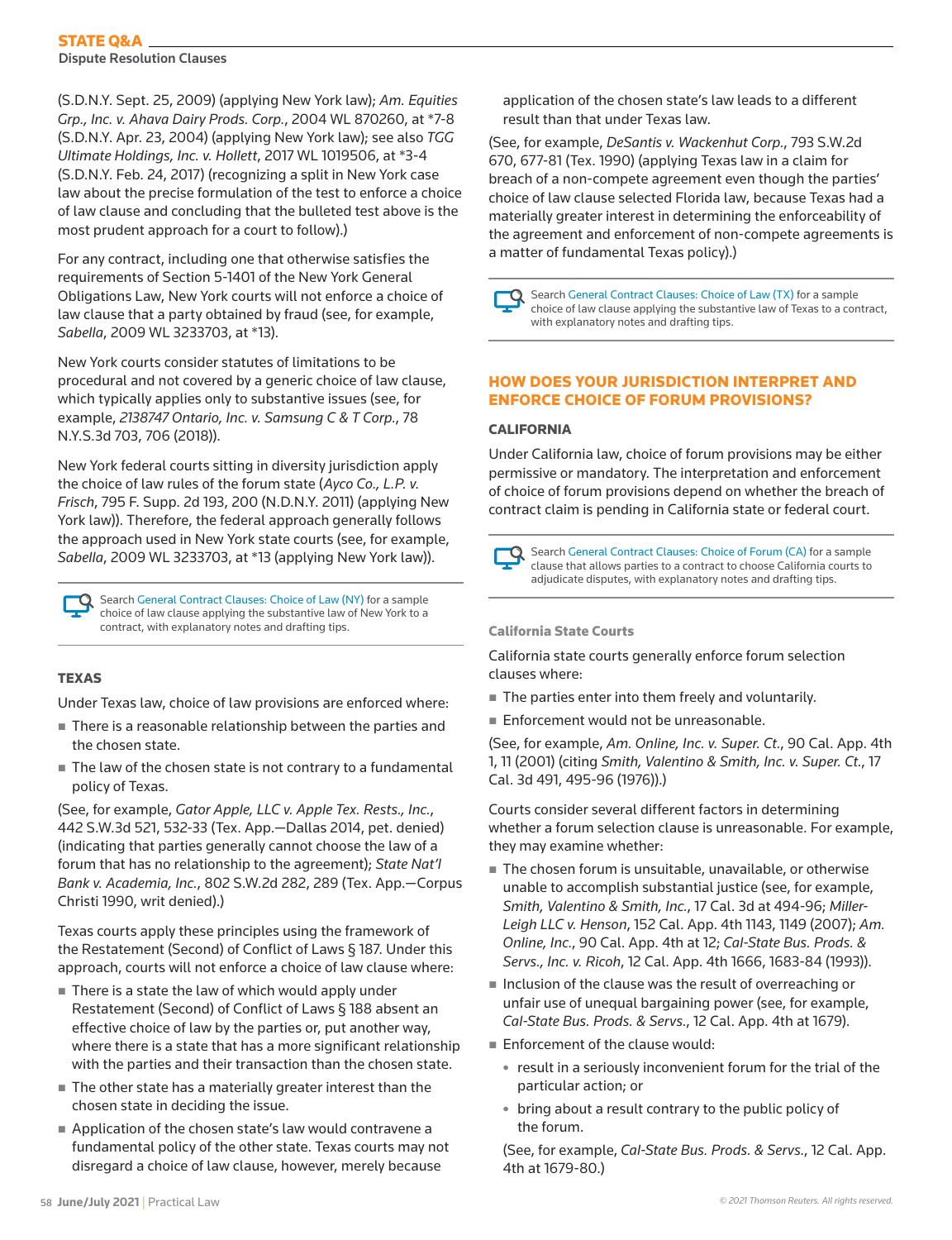(S.D.N.Y. Sept. 25, 2009) (applying New York law); *Am. Equities Grp., Inc. v. Ahava Dairy Prods. Corp.*, 2004 WL 870260, at *7-8 (S.D.N.Y. Apr. 23, 2004) (applying New York law); see also *TGG Ultimate Holdings, Inc. v. Hollett*, 2017 WL 1019506, at *3-4 (S.D.N.Y. Feb. 24, 2017) (recognizing a split in New York case law about the precise formulation of the test to enforce a choice of law clause and concluding that the bulleted test above is the most prudent approach for a court to follow).)

For any contract, including one that otherwise satisfies the requirements of Section 5-1401 of the New York General Obligations Law, New York courts will not enforce a choice of law clause that a party obtained by fraud (see, for example, *Sabella*, 2009 WL 3233703, at *13).

New York courts consider statutes of limitations to be procedural and not covered by a generic choice of law clause, which typically applies only to substantive issues (see, for example, *2138747 Ontario, Inc. v. Samsung C & T Corp.*, 78 N.Y.S.3d 703, 706 (2018)).

New York federal courts sitting in diversity jurisdiction apply the choice of law rules of the forum state (*Ayco Co., L.P. v. Frisch*, 795 F. Supp. 2d 193, 200 (N.D.N.Y. 2011) (applying New York law)). Therefore, the federal approach generally follows the approach used in New York state courts (see, for example, *Sabella*, 2009 WL 3233703, at *13 (applying New York law)).

Search General Contract Clauses: Choice of Law (NY) for a sample choice of law clause applying the substantive law of New York to a contract, with explanatory notes and drafting tips.

### TEXAS

Under Texas law, choice of law provisions are enforced where:

- There is a reasonable relationship between the parties and the chosen state.
- The law of the chosen state is not contrary to a fundamental policy of Texas.

(See, for example, *Gator Apple, LLC v. Apple Tex. Rests., Inc.*, 442 S.W.3d 521, 532-33 (Tex. App.—Dallas 2014, pet. denied) (indicating that parties generally cannot choose the law of a forum that has no relationship to the agreement); *State Nat'l Bank v. Academia, Inc.*, 802 S.W.2d 282, 289 (Tex. App.—Corpus Christi 1990, writ denied).)

Texas courts apply these principles using the framework of the Restatement (Second) of Conflict of Laws § 187. Under this approach, courts will not enforce a choice of law clause where:

- There is a state the law of which would apply under Restatement (Second) of Conflict of Laws § 188 absent an effective choice of law by the parties or, put another way, where there is a state that has a more significant relationship with the parties and their transaction than the chosen state.
- The other state has a materially greater interest than the chosen state in deciding the issue.
- Application of the chosen state's law would contravene a fundamental policy of the other state. Texas courts may not disregard a choice of law clause, however, merely because application of the chosen state's law leads to a different result than that under Texas law.

(See, for example, *DeSantis v. Wackenhut Corp.*, 793 S.W.2d 670, 677-81 (Tex. 1990) (applying Texas law in a claim for breach of a non-compete agreement even though the parties' choice of law clause selected Florida law, because Texas had a materially greater interest in determining the enforceability of the agreement and enforcement of non-compete agreements is a matter of fundamental Texas policy).)

Search General Contract Clauses: Choice of Law (TX) for a sample choice of law clause applying the substantive law of Texas to a contract, with explanatory notes and drafting tips.

## HOW DOES YOUR JURISDICTION INTERPRET AND ENFORCE CHOICE OF FORUM PROVISIONS?

### CALIFORNIA

Under California law, choice of forum provisions may be either permissive or mandatory. The interpretation and enforcement of choice of forum provisions depend on whether the breach of contract claim is pending in California state or federal court.

Search General Contract Clauses: Choice of Forum (CA) for a sample clause that allows parties to a contract to choose California courts to adjudicate disputes, with explanatory notes and drafting tips.

#### California State Courts

California state courts generally enforce forum selection clauses where:

- The parties enter into them freely and voluntarily.
- Enforcement would not be unreasonable.

(See, for example, *Am. Online, Inc. v. Super. Ct.*, 90 Cal. App. 4th 1, 11 (2001) (citing *Smith, Valentino & Smith, Inc. v. Super. Ct.*, 17 Cal. 3d 491, 495-96 (1976)).)

Courts consider several different factors in determining whether a forum selection clause is unreasonable. For example, they may examine whether:

- The chosen forum is unsuitable, unavailable, or otherwise unable to accomplish substantial justice (see, for example, *Smith, Valentino & Smith, Inc.*, 17 Cal. 3d at 494-96; *Miller-Leigh LLC v. Henson*, 152 Cal. App. 4th 1143, 1149 (2007); *Am. Online, Inc.*, 90 Cal. App. 4th at 12; *Cal-State Bus. Prods. & Servs., Inc. v. Ricoh*, 12 Cal. App. 4th 1666, 1683-84 (1993)).
- Inclusion of the clause was the result of overreaching or unfair use of unequal bargaining power (see, for example, *Cal-State Bus. Prods. & Servs.*, 12 Cal. App. 4th at 1679).
- Enforcement of the clause would:
  - result in a seriously inconvenient forum for the trial of the particular action; or
  - bring about a result contrary to the public policy of the forum.

  (See, for example, *Cal-State Bus. Prods. & Servs.*, 12 Cal. App. 4th at 1679-80.)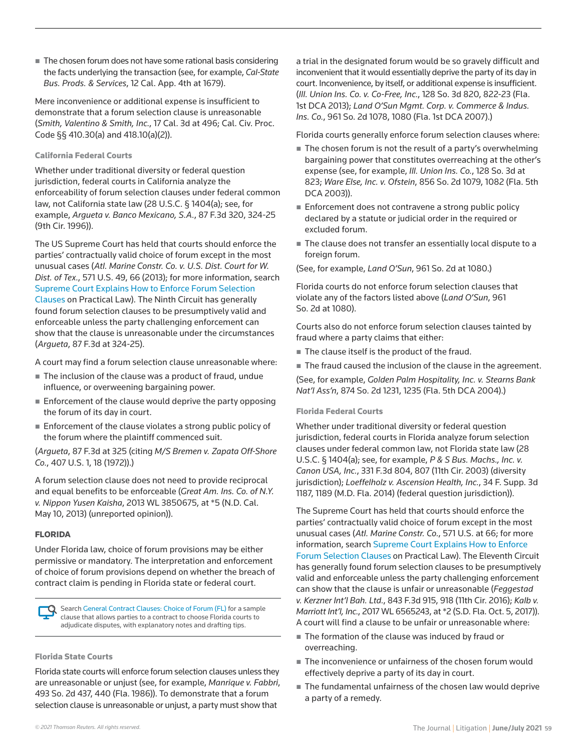- The chosen forum does not have some rational basis considering the facts underlying the transaction (see, for example, *Cal-State Bus. Prods. & Services*, 12 Cal. App. 4th at 1679).

Mere inconvenience or additional expense is insufficient to demonstrate that a forum selection clause is unreasonable (*Smith, Valentino & Smith, Inc.*, 17 Cal. 3d at 496; Cal. Civ. Proc. Code §§ 410.30(a) and 418.10(a)(2)).

#### California Federal Courts

Whether under traditional diversity or federal question jurisdiction, federal courts in California analyze the enforceability of forum selection clauses under federal common law, not California state law (28 U.S.C. § 1404(a); see, for example, *Argueta v. Banco Mexicano, S.A.*, 87 F.3d 320, 324-25 (9th Cir. 1996)).

The US Supreme Court has held that courts should enforce the parties' contractually valid choice of forum except in the most unusual cases (*Atl. Marine Constr. Co. v. U.S. Dist. Court for W. Dist. of Tex.*, 571 U.S. 49, 66 (2013); for more information, search Supreme Court Explains How to Enforce Forum Selection Clauses on Practical Law). The Ninth Circuit has generally found forum selection clauses to be presumptively valid and enforceable unless the party challenging enforcement can show that the clause is unreasonable under the circumstances (*Argueta*, 87 F.3d at 324-25).

A court may find a forum selection clause unreasonable where:

- The inclusion of the clause was a product of fraud, undue influence, or overweening bargaining power.
- Enforcement of the clause would deprive the party opposing the forum of its day in court.
- Enforcement of the clause violates a strong public policy of the forum where the plaintiff commenced suit.

(*Argueta*, 87 F.3d at 325 (citing *M/S Bremen v. Zapata Off-Shore Co.*, 407 U.S. 1, 18 (1972)).)

A forum selection clause does not need to provide reciprocal and equal benefits to be enforceable (*Great Am. Ins. Co. of N.Y. v. Nippon Yusen Kaisha*, 2013 WL 3850675, at *5 (N.D. Cal. May 10, 2013) (unreported opinion)).

### FLORIDA

Under Florida law, choice of forum provisions may be either permissive or mandatory. The interpretation and enforcement of choice of forum provisions depend on whether the breach of contract claim is pending in Florida state or federal court.

> Search General Contract Clauses: Choice of Forum (FL) for a sample clause that allows parties to a contract to choose Florida courts to adjudicate disputes, with explanatory notes and drafting tips.

#### Florida State Courts

Florida state courts will enforce forum selection clauses unless they are unreasonable or unjust (see, for example, *Manrique v. Fabbri*, 493 So. 2d 437, 440 (Fla. 1986)). To demonstrate that a forum selection clause is unreasonable or unjust, a party must show that a trial in the designated forum would be so gravely difficult and inconvenient that it would essentially deprive the party of its day in court. Inconvenience, by itself, or additional expense is insufficient. (*Ill. Union Ins. Co. v. Co-Free, Inc.*, 128 So. 3d 820, 822-23 (Fla. 1st DCA 2013); *Land O'Sun Mgmt. Corp. v. Commerce & Indus. Ins. Co.*, 961 So. 2d 1078, 1080 (Fla. 1st DCA 2007).)

Florida courts generally enforce forum selection clauses where:

- The chosen forum is not the result of a party's overwhelming bargaining power that constitutes overreaching at the other's expense (see, for example, *Ill. Union Ins. Co.*, 128 So. 3d at 823; *Ware Else, Inc. v. Ofstein*, 856 So. 2d 1079, 1082 (Fla. 5th DCA 2003)).
- Enforcement does not contravene a strong public policy declared by a statute or judicial order in the required or excluded forum.
- The clause does not transfer an essentially local dispute to a foreign forum.

(See, for example, *Land O'Sun*, 961 So. 2d at 1080.)

Florida courts do not enforce forum selection clauses that violate any of the factors listed above (*Land O'Sun*, 961 So. 2d at 1080).

Courts also do not enforce forum selection clauses tainted by fraud where a party claims that either:

- The clause itself is the product of the fraud.
- The fraud caused the inclusion of the clause in the agreement.

(See, for example, *Golden Palm Hospitality, Inc. v. Stearns Bank Nat'l Ass'n*, 874 So. 2d 1231, 1235 (Fla. 5th DCA 2004).)

#### Florida Federal Courts

Whether under traditional diversity or federal question jurisdiction, federal courts in Florida analyze forum selection clauses under federal common law, not Florida state law (28 U.S.C. § 1404(a); see, for example, *P & S Bus. Machs., Inc. v. Canon USA, Inc.*, 331 F.3d 804, 807 (11th Cir. 2003) (diversity jurisdiction); *Loeffelholz v. Ascension Health, Inc.*, 34 F. Supp. 3d 1187, 1189 (M.D. Fla. 2014) (federal question jurisdiction)).

The Supreme Court has held that courts should enforce the parties' contractually valid choice of forum except in the most unusual cases (*Atl. Marine Constr. Co.*, 571 U.S. at 66; for more information, search Supreme Court Explains How to Enforce Forum Selection Clauses on Practical Law). The Eleventh Circuit has generally found forum selection clauses to be presumptively valid and enforceable unless the party challenging enforcement can show that the clause is unfair or unreasonable (*Feggestad v. Kerzner Int'l Bah. Ltd.*, 843 F.3d 915, 918 (11th Cir. 2016); *Kalb v. Marriott Int'l, Inc.*, 2017 WL 6565243, at *2 (S.D. Fla. Oct. 5, 2017)). A court will find a clause to be unfair or unreasonable where:

- The formation of the clause was induced by fraud or overreaching.
- The inconvenience or unfairness of the chosen forum would effectively deprive a party of its day in court.
- The fundamental unfairness of the chosen law would deprive a party of a remedy.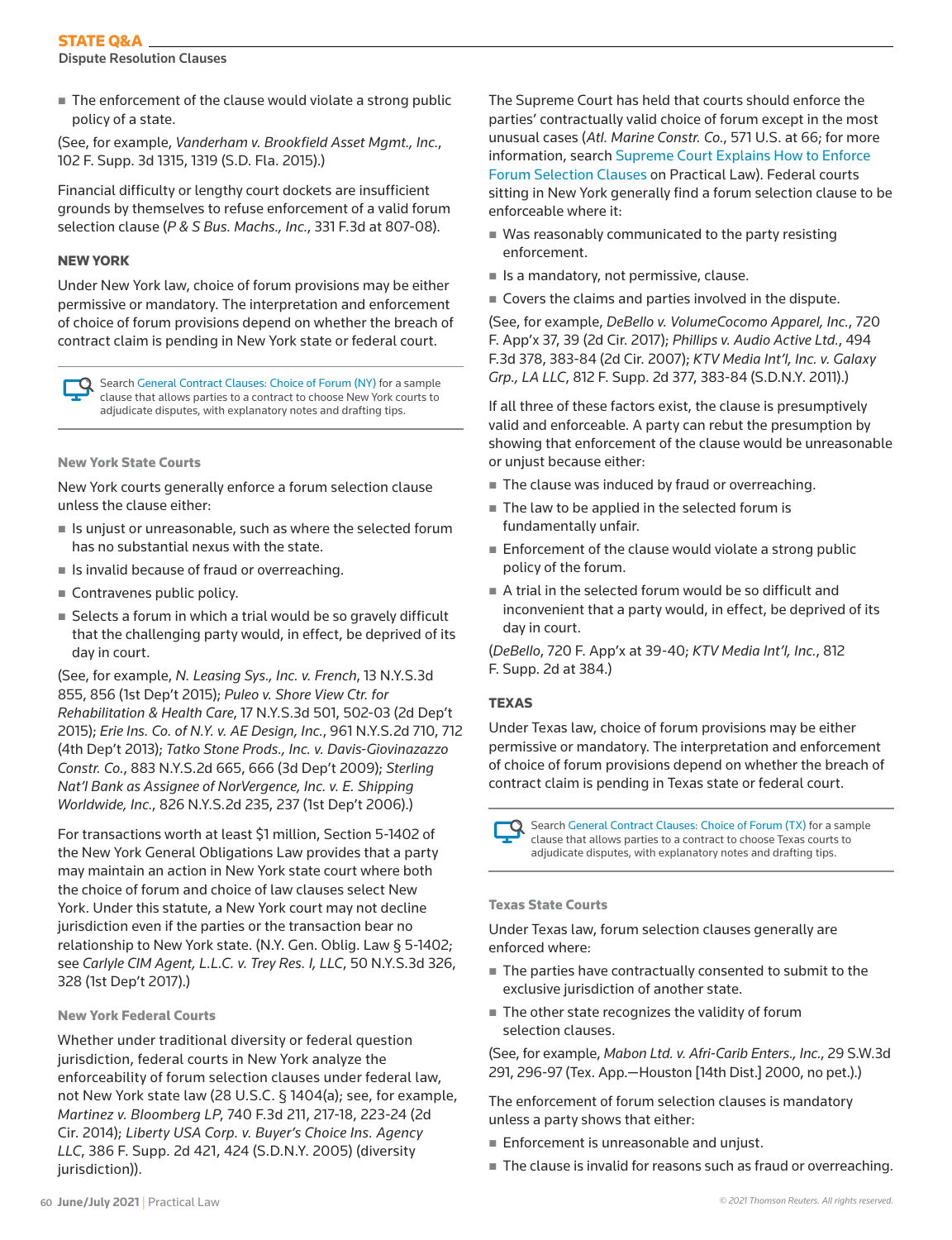- The enforcement of the clause would violate a strong public policy of a state.

(See, for example, *Vanderham v. Brookfield Asset Mgmt., Inc.*, 102 F. Supp. 3d 1315, 1319 (S.D. Fla. 2015).)

Financial difficulty or lengthy court dockets are insufficient grounds by themselves to refuse enforcement of a valid forum selection clause (*P & S Bus. Machs., Inc.*, 331 F.3d at 807-08).

### NEW YORK

Under New York law, choice of forum provisions may be either permissive or mandatory. The interpretation and enforcement of choice of forum provisions depend on whether the breach of contract claim is pending in New York state or federal court.

> Search General Contract Clauses: Choice of Forum (NY) for a sample clause that allows parties to a contract to choose New York courts to adjudicate disputes, with explanatory notes and drafting tips.

#### New York State Courts

New York courts generally enforce a forum selection clause unless the clause either:

- Is unjust or unreasonable, such as where the selected forum has no substantial nexus with the state.
- Is invalid because of fraud or overreaching.
- Contravenes public policy.
- Selects a forum in which a trial would be so gravely difficult that the challenging party would, in effect, be deprived of its day in court.

(See, for example, *N. Leasing Sys., Inc. v. French*, 13 N.Y.S.3d 855, 856 (1st Dep't 2015); *Puleo v. Shore View Ctr. for Rehabilitation & Health Care*, 17 N.Y.S.3d 501, 502-03 (2d Dep't 2015); *Erie Ins. Co. of N.Y. v. AE Design, Inc.*, 961 N.Y.S.2d 710, 712 (4th Dep't 2013); *Tatko Stone Prods., Inc. v. Davis-Giovinazazzo Constr. Co.*, 883 N.Y.S.2d 665, 666 (3d Dep't 2009); *Sterling Nat'l Bank as Assignee of NorVergence, Inc. v. E. Shipping Worldwide, Inc.*, 826 N.Y.S.2d 235, 237 (1st Dep't 2006).)

For transactions worth at least $1 million, Section 5-1402 of the New York General Obligations Law provides that a party may maintain an action in New York state court where both the choice of forum and choice of law clauses select New York. Under this statute, a New York court may not decline jurisdiction even if the parties or the transaction bear no relationship to New York state. (N.Y. Gen. Oblig. Law § 5-1402; see *Carlyle CIM Agent, L.L.C. v. Trey Res. I, LLC*, 50 N.Y.S.3d 326, 328 (1st Dep't 2017).)

#### New York Federal Courts

Whether under traditional diversity or federal question jurisdiction, federal courts in New York analyze the enforceability of forum selection clauses under federal law, not New York state law (28 U.S.C. § 1404(a); see, for example, *Martinez v. Bloomberg LP*, 740 F.3d 211, 217-18, 223-24 (2d Cir. 2014); *Liberty USA Corp. v. Buyer's Choice Ins. Agency LLC*, 386 F. Supp. 2d 421, 424 (S.D.N.Y. 2005) (diversity jurisdiction)).

The Supreme Court has held that courts should enforce the parties' contractually valid choice of forum except in the most unusual cases (*Atl. Marine Constr. Co.*, 571 U.S. at 66; for more information, search Supreme Court Explains How to Enforce Forum Selection Clauses on Practical Law). Federal courts sitting in New York generally find a forum selection clause to be enforceable where it:

- Was reasonably communicated to the party resisting enforcement.
- Is a mandatory, not permissive, clause.
- Covers the claims and parties involved in the dispute.

(See, for example, *DeBello v. VolumeCocomo Apparel, Inc.*, 720 F. App'x 37, 39 (2d Cir. 2017); *Phillips v. Audio Active Ltd.*, 494 F.3d 378, 383-84 (2d Cir. 2007); *KTV Media Int'l, Inc. v. Galaxy Grp., LA LLC*, 812 F. Supp. 2d 377, 383-84 (S.D.N.Y. 2011).)

If all three of these factors exist, the clause is presumptively valid and enforceable. A party can rebut the presumption by showing that enforcement of the clause would be unreasonable or unjust because either:

- The clause was induced by fraud or overreaching.
- The law to be applied in the selected forum is fundamentally unfair.
- Enforcement of the clause would violate a strong public policy of the forum.
- A trial in the selected forum would be so difficult and inconvenient that a party would, in effect, be deprived of its day in court.

(*DeBello*, 720 F. App'x at 39-40; *KTV Media Int'l, Inc.*, 812 F. Supp. 2d at 384.)

### TEXAS

Under Texas law, choice of forum provisions may be either permissive or mandatory. The interpretation and enforcement of choice of forum provisions depend on whether the breach of contract claim is pending in Texas state or federal court.

> Search General Contract Clauses: Choice of Forum (TX) for a sample clause that allows parties to a contract to choose Texas courts to adjudicate disputes, with explanatory notes and drafting tips.

#### Texas State Courts

Under Texas law, forum selection clauses generally are enforced where:

- The parties have contractually consented to submit to the exclusive jurisdiction of another state.
- The other state recognizes the validity of forum selection clauses.

(See, for example, *Mabon Ltd. v. Afri-Carib Enters., Inc.*, 29 S.W.3d 291, 296-97 (Tex. App.—Houston [14th Dist.] 2000, no pet.).)

The enforcement of forum selection clauses is mandatory unless a party shows that either:

- Enforcement is unreasonable and unjust.
- The clause is invalid for reasons such as fraud or overreaching.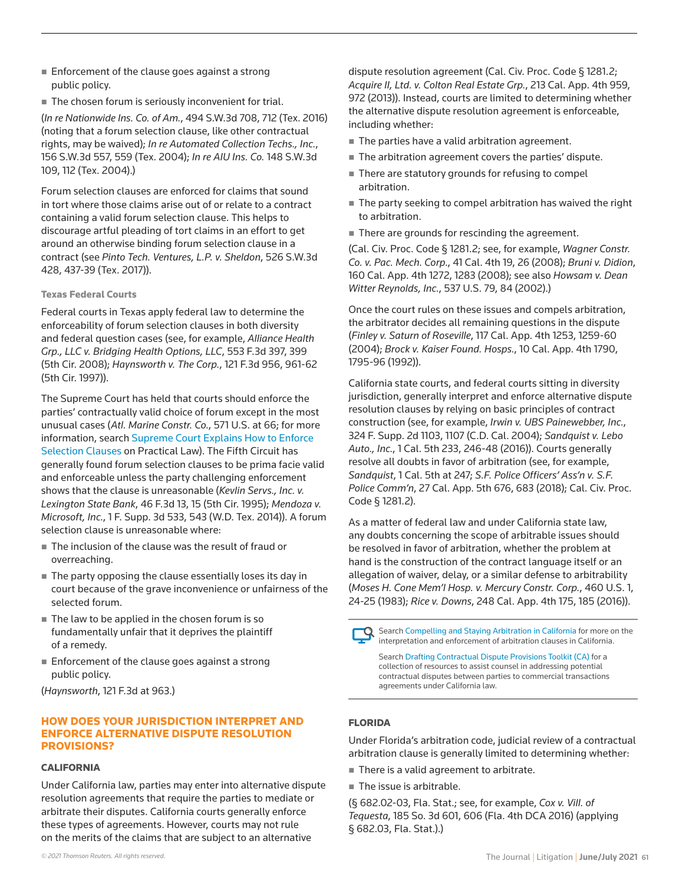- Enforcement of the clause goes against a strong public policy.
- The chosen forum is seriously inconvenient for trial.

(*In re Nationwide Ins. Co. of Am.*, 494 S.W.3d 708, 712 (Tex. 2016) (noting that a forum selection clause, like other contractual rights, may be waived); *In re Automated Collection Techs., Inc.*, 156 S.W.3d 557, 559 (Tex. 2004); *In re AIU Ins. Co.* 148 S.W.3d 109, 112 (Tex. 2004).)

Forum selection clauses are enforced for claims that sound in tort where those claims arise out of or relate to a contract containing a valid forum selection clause. This helps to discourage artful pleading of tort claims in an effort to get around an otherwise binding forum selection clause in a contract (see *Pinto Tech. Ventures, L.P. v. Sheldon*, 526 S.W.3d 428, 437-39 (Tex. 2017)).

#### Texas Federal Courts

Federal courts in Texas apply federal law to determine the enforceability of forum selection clauses in both diversity and federal question cases (see, for example, *Alliance Health Grp., LLC v. Bridging Health Options, LLC*, 553 F.3d 397, 399 (5th Cir. 2008); *Haynsworth v. The Corp.*, 121 F.3d 956, 961-62 (5th Cir. 1997)).

The Supreme Court has held that courts should enforce the parties' contractually valid choice of forum except in the most unusual cases (*Atl. Marine Constr. Co.*, 571 U.S. at 66; for more information, search Supreme Court Explains How to Enforce Selection Clauses on Practical Law). The Fifth Circuit has generally found forum selection clauses to be prima facie valid and enforceable unless the party challenging enforcement shows that the clause is unreasonable (*Kevlin Servs., Inc. v. Lexington State Bank*, 46 F.3d 13, 15 (5th Cir. 1995); *Mendoza v. Microsoft, Inc.*, 1 F. Supp. 3d 533, 543 (W.D. Tex. 2014)). A forum selection clause is unreasonable where:

- The inclusion of the clause was the result of fraud or overreaching.
- The party opposing the clause essentially loses its day in court because of the grave inconvenience or unfairness of the selected forum.
- The law to be applied in the chosen forum is so fundamentally unfair that it deprives the plaintiff of a remedy.
- Enforcement of the clause goes against a strong public policy.

(*Haynsworth*, 121 F.3d at 963.)

## HOW DOES YOUR JURISDICTION INTERPRET AND ENFORCE ALTERNATIVE DISPUTE RESOLUTION PROVISIONS?

### CALIFORNIA

Under California law, parties may enter into alternative dispute resolution agreements that require the parties to mediate or arbitrate their disputes. California courts generally enforce these types of agreements. However, courts may not rule on the merits of the claims that are subject to an alternative dispute resolution agreement (Cal. Civ. Proc. Code § 1281.2; *Acquire II, Ltd. v. Colton Real Estate Grp.*, 213 Cal. App. 4th 959, 972 (2013)). Instead, courts are limited to determining whether the alternative dispute resolution agreement is enforceable, including whether:

- The parties have a valid arbitration agreement.
- The arbitration agreement covers the parties' dispute.
- There are statutory grounds for refusing to compel arbitration.
- The party seeking to compel arbitration has waived the right to arbitration.
- There are grounds for rescinding the agreement.

(Cal. Civ. Proc. Code § 1281.2; see, for example, *Wagner Constr. Co. v. Pac. Mech. Corp.*, 41 Cal. 4th 19, 26 (2008); *Bruni v. Didion*, 160 Cal. App. 4th 1272, 1283 (2008); see also *Howsam v. Dean Witter Reynolds, Inc.*, 537 U.S. 79, 84 (2002).)

Once the court rules on these issues and compels arbitration, the arbitrator decides all remaining questions in the dispute (*Finley v. Saturn of Roseville*, 117 Cal. App. 4th 1253, 1259-60 (2004); *Brock v. Kaiser Found. Hosps.*, 10 Cal. App. 4th 1790, 1795-96 (1992)).

California state courts, and federal courts sitting in diversity jurisdiction, generally interpret and enforce alternative dispute resolution clauses by relying on basic principles of contract construction (see, for example, *Irwin v. UBS Painewebber, Inc.*, 324 F. Supp. 2d 1103, 1107 (C.D. Cal. 2004); *Sandquist v. Lebo Auto., Inc.*, 1 Cal. 5th 233, 246-48 (2016)). Courts generally resolve all doubts in favor of arbitration (see, for example, *Sandquist*, 1 Cal. 5th at 247; *S.F. Police Officers' Ass'n v. S.F. Police Comm'n*, 27 Cal. App. 5th 676, 683 (2018); Cal. Civ. Proc. Code § 1281.2).

As a matter of federal law and under California state law, any doubts concerning the scope of arbitrable issues should be resolved in favor of arbitration, whether the problem at hand is the construction of the contract language itself or an allegation of waiver, delay, or a similar defense to arbitrability (*Moses H. Cone Mem'l Hosp. v. Mercury Constr. Corp.*, 460 U.S. 1, 24-25 (1983); *Rice v. Downs*, 248 Cal. App. 4th 175, 185 (2016)).

> Search Compelling and Staying Arbitration in California for more on the interpretation and enforcement of arbitration clauses in California.
>
> Search Drafting Contractual Dispute Provisions Toolkit (CA) for a collection of resources to assist counsel in addressing potential contractual disputes between parties to commercial transactions agreements under California law.

### FLORIDA

Under Florida's arbitration code, judicial review of a contractual arbitration clause is generally limited to determining whether:

- There is a valid agreement to arbitrate.
- The issue is arbitrable.

(§ 682.02-03, Fla. Stat.; see, for example, *Cox v. Vill. of Tequesta*, 185 So. 3d 601, 606 (Fla. 4th DCA 2016) (applying § 682.03, Fla. Stat.).)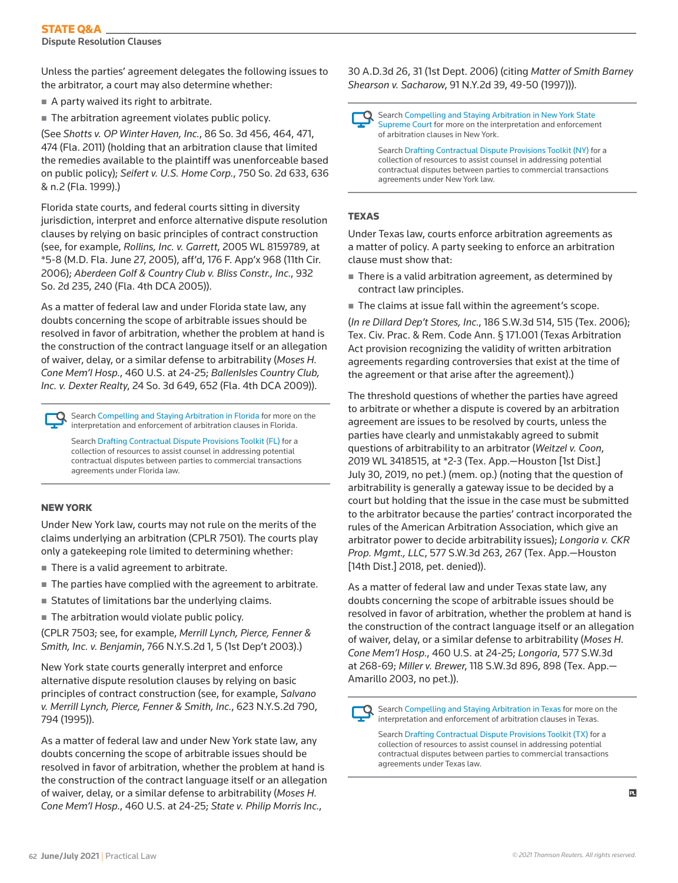Unless the parties' agreement delegates the following issues to the arbitrator, a court may also determine whether:

- A party waived its right to arbitrate.
- The arbitration agreement violates public policy.

(See *Shotts v. OP Winter Haven, Inc.*, 86 So. 3d 456, 464, 471, 474 (Fla. 2011) (holding that an arbitration clause that limited the remedies available to the plaintiff was unenforceable based on public policy); *Seifert v. U.S. Home Corp.*, 750 So. 2d 633, 636 & n.2 (Fla. 1999).)

Florida state courts, and federal courts sitting in diversity jurisdiction, interpret and enforce alternative dispute resolution clauses by relying on basic principles of contract construction (see, for example, *Rollins, Inc. v. Garrett*, 2005 WL 8159789, at *5-8 (M.D. Fla. June 27, 2005), aff'd, 176 F. App'x 968 (11th Cir. 2006); *Aberdeen Golf & Country Club v. Bliss Constr., Inc.*, 932 So. 2d 235, 240 (Fla. 4th DCA 2005)).

As a matter of federal law and under Florida state law, any doubts concerning the scope of arbitrable issues should be resolved in favor of arbitration, whether the problem at hand is the construction of the contract language itself or an allegation of waiver, delay, or a similar defense to arbitrability (*Moses H. Cone Mem'l Hosp.*, 460 U.S. at 24-25; *BallenIsles Country Club, Inc. v. Dexter Realty*, 24 So. 3d 649, 652 (Fla. 4th DCA 2009)).

> Search Compelling and Staying Arbitration in Florida for more on the interpretation and enforcement of arbitration clauses in Florida.
>
> Search Drafting Contractual Dispute Provisions Toolkit (FL) for a collection of resources to assist counsel in addressing potential contractual disputes between parties to commercial transactions agreements under Florida law.

## NEW YORK

Under New York law, courts may not rule on the merits of the claims underlying an arbitration (CPLR 7501). The courts play only a gatekeeping role limited to determining whether:

- There is a valid agreement to arbitrate.
- The parties have complied with the agreement to arbitrate.
- Statutes of limitations bar the underlying claims.
- The arbitration would violate public policy.

(CPLR 7503; see, for example, *Merrill Lynch, Pierce, Fenner & Smith, Inc. v. Benjamin*, 766 N.Y.S.2d 1, 5 (1st Dep't 2003).)

New York state courts generally interpret and enforce alternative dispute resolution clauses by relying on basic principles of contract construction (see, for example, *Salvano v. Merrill Lynch, Pierce, Fenner & Smith, Inc.*, 623 N.Y.S.2d 790, 794 (1995)).

As a matter of federal law and under New York state law, any doubts concerning the scope of arbitrable issues should be resolved in favor of arbitration, whether the problem at hand is the construction of the contract language itself or an allegation of waiver, delay, or a similar defense to arbitrability (*Moses H. Cone Mem'l Hosp.*, 460 U.S. at 24-25; *State v. Philip Morris Inc.*, 30 A.D.3d 26, 31 (1st Dept. 2006) (citing *Matter of Smith Barney Shearson v. Sacharow*, 91 N.Y.2d 39, 49-50 (1997))).

> Search Compelling and Staying Arbitration in New York State Supreme Court for more on the interpretation and enforcement of arbitration clauses in New York.
>
> Search Drafting Contractual Dispute Provisions Toolkit (NY) for a collection of resources to assist counsel in addressing potential contractual disputes between parties to commercial transactions agreements under New York law.

## TEXAS

Under Texas law, courts enforce arbitration agreements as a matter of policy. A party seeking to enforce an arbitration clause must show that:

- There is a valid arbitration agreement, as determined by contract law principles.
- The claims at issue fall within the agreement's scope.

(*In re Dillard Dep't Stores, Inc.*, 186 S.W.3d 514, 515 (Tex. 2006); Tex. Civ. Prac. & Rem. Code Ann. § 171.001 (Texas Arbitration Act provision recognizing the validity of written arbitration agreements regarding controversies that exist at the time of the agreement or that arise after the agreement).)

The threshold questions of whether the parties have agreed to arbitrate or whether a dispute is covered by an arbitration agreement are issues to be resolved by courts, unless the parties have clearly and unmistakably agreed to submit questions of arbitrability to an arbitrator (*Weitzel v. Coon*, 2019 WL 3418515, at *2-3 (Tex. App.—Houston [1st Dist.] July 30, 2019, no pet.) (mem. op.) (noting that the question of arbitrability is generally a gateway issue to be decided by a court but holding that the issue in the case must be submitted to the arbitrator because the parties' contract incorporated the rules of the American Arbitration Association, which give an arbitrator power to decide arbitrability issues); *Longoria v. CKR Prop. Mgmt., LLC*, 577 S.W.3d 263, 267 (Tex. App.—Houston [14th Dist.] 2018, pet. denied)).

As a matter of federal law and under Texas state law, any doubts concerning the scope of arbitrable issues should be resolved in favor of arbitration, whether the problem at hand is the construction of the contract language itself or an allegation of waiver, delay, or a similar defense to arbitrability (*Moses H. Cone Mem'l Hosp.*, 460 U.S. at 24-25; *Longoria*, 577 S.W.3d at 268-69; *Miller v. Brewer*, 118 S.W.3d 896, 898 (Tex. App.—Amarillo 2003, no pet.)).

> Search Compelling and Staying Arbitration in Texas for more on the interpretation and enforcement of arbitration clauses in Texas.
>
> Search Drafting Contractual Dispute Provisions Toolkit (TX) for a collection of resources to assist counsel in addressing potential contractual disputes between parties to commercial transactions agreements under Texas law.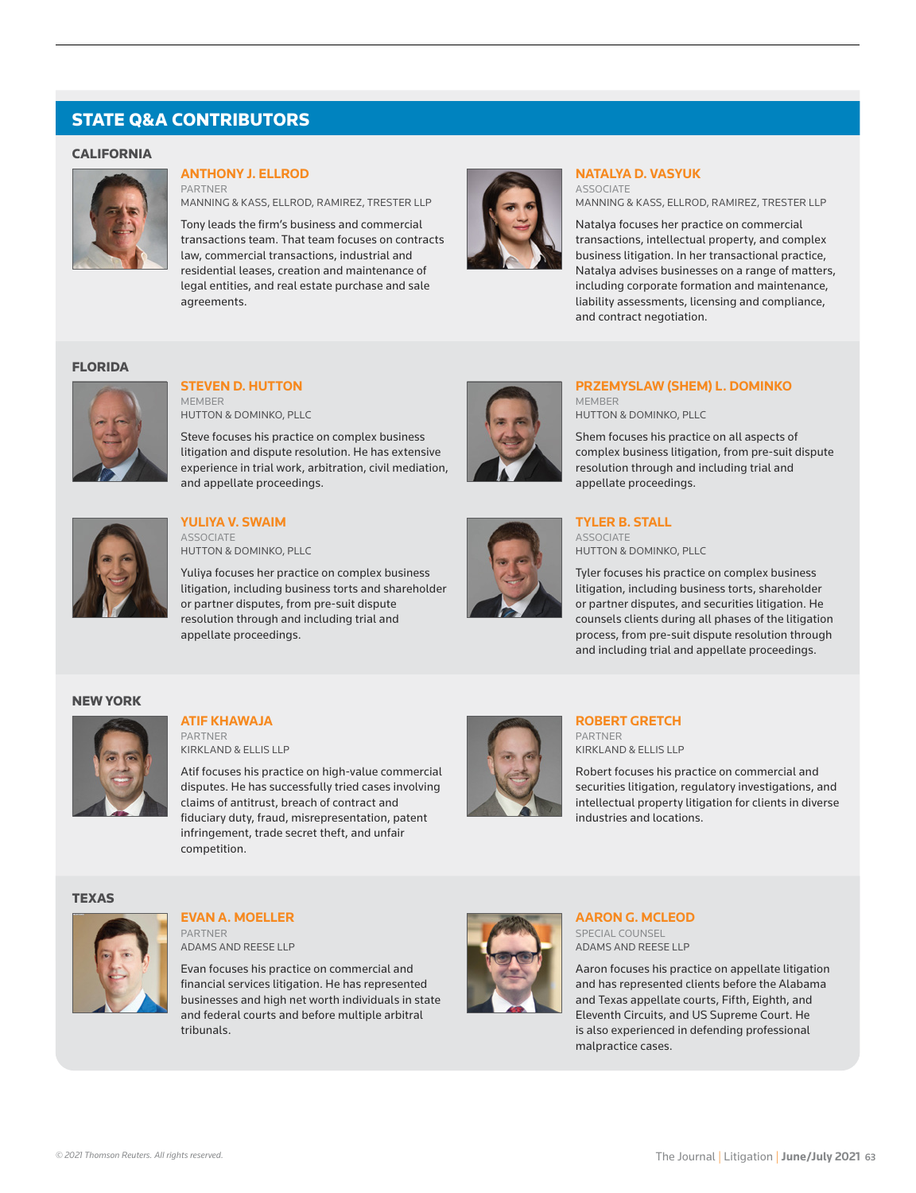## STATE Q&A CONTRIBUTORS

### CALIFORNIA

**ANTHONY J. ELLROD**
PARTNER
MANNING & KASS, ELLROD, RAMIREZ, TRESTER LLP

Tony leads the firm's business and commercial transactions team. That team focuses on contracts law, commercial transactions, industrial and residential leases, creation and maintenance of legal entities, and real estate purchase and sale agreements.

**NATALYA D. VASYUK**
ASSOCIATE
MANNING & KASS, ELLROD, RAMIREZ, TRESTER LLP

Natalya focuses her practice on commercial transactions, intellectual property, and complex business litigation. In her transactional practice, Natalya advises businesses on a range of matters, including corporate formation and maintenance, liability assessments, licensing and compliance, and contract negotiation.

### FLORIDA

**STEVEN D. HUTTON**
MEMBER
HUTTON & DOMINKO, PLLC

Steve focuses his practice on complex business litigation and dispute resolution. He has extensive experience in trial work, arbitration, civil mediation, and appellate proceedings.

**PRZEMYSLAW (SHEM) L. DOMINKO**
MEMBER
HUTTON & DOMINKO, PLLC

Shem focuses his practice on all aspects of complex business litigation, from pre-suit dispute resolution through and including trial and appellate proceedings.

**YULIYA V. SWAIM**
ASSOCIATE
HUTTON & DOMINKO, PLLC

Yuliya focuses her practice on complex business litigation, including business torts and shareholder or partner disputes, from pre-suit dispute resolution through and including trial and appellate proceedings.

**TYLER B. STALL**
ASSOCIATE
HUTTON & DOMINKO, PLLC

Tyler focuses his practice on complex business litigation, including business torts, shareholder or partner disputes, and securities litigation. He counsels clients during all phases of the litigation process, from pre-suit dispute resolution through and including trial and appellate proceedings.

### NEW YORK

**ATIF KHAWAJA**
PARTNER
KIRKLAND & ELLIS LLP

Atif focuses his practice on high-value commercial disputes. He has successfully tried cases involving claims of antitrust, breach of contract and fiduciary duty, fraud, misrepresentation, patent infringement, trade secret theft, and unfair competition.

**ROBERT GRETCH**
PARTNER
KIRKLAND & ELLIS LLP

Robert focuses his practice on commercial and securities litigation, regulatory investigations, and intellectual property litigation for clients in diverse industries and locations.

### TEXAS

**EVAN A. MOELLER**
PARTNER
ADAMS AND REESE LLP

Evan focuses his practice on commercial and financial services litigation. He has represented businesses and high net worth individuals in state and federal courts and before multiple arbitral tribunals.

**AARON G. MCLEOD**
SPECIAL COUNSEL
ADAMS AND REESE LLP

Aaron focuses his practice on appellate litigation and has represented clients before the Alabama and Texas appellate courts, Fifth, Eighth, and Eleventh Circuits, and US Supreme Court. He is also experienced in defending professional malpractice cases.

© 2021 Thomson Reuters. All rights reserved.